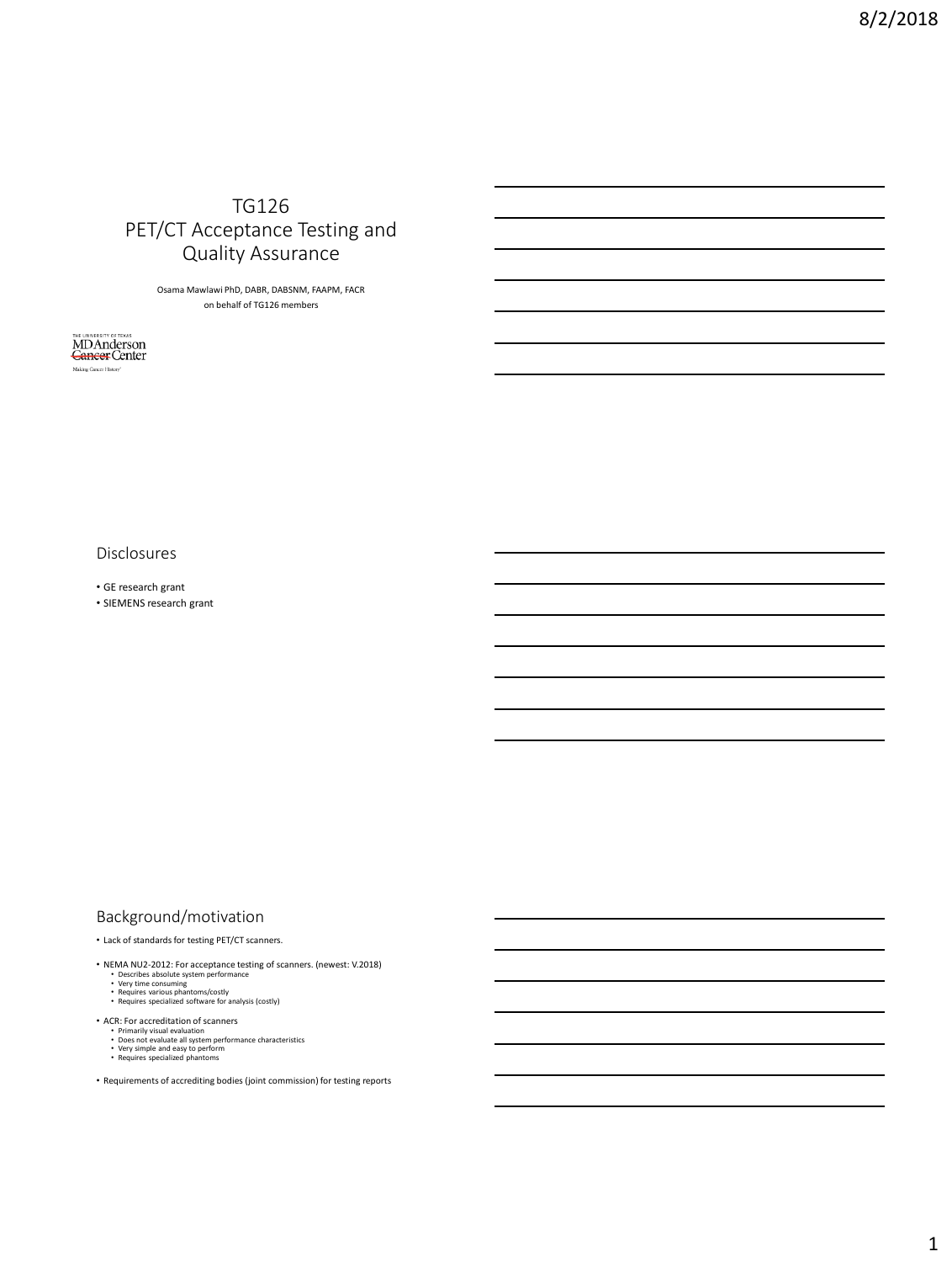# TG126 PET/CT Acceptance Testing and Quality Assurance

Osama Mawlawi PhD, DABR, DABSNM, FAAPM, FACR
on behalf of TG126 members

THE UNIVERSITY OF TEXAS
MD Anderson Cancer Center
Making Cancer History®

## Disclosures

- GE research grant
- SIEMENS research grant

## Background/motivation

- Lack of standards for testing PET/CT scanners.
- NEMA NU2-2012: For acceptance testing of scanners. (newest: V.2018)
  - Describes absolute system performance
  - Very time consuming
  - Requires various phantoms/costly
  - Requires specialized software for analysis (costly)
- ACR: For accreditation of scanners
  - Primarily visual evaluation
  - Does not evaluate all system performance characteristics
  - Very simple and easy to perform
  - Requires specialized phantoms
- Requirements of accrediting bodies (joint commission) for testing reports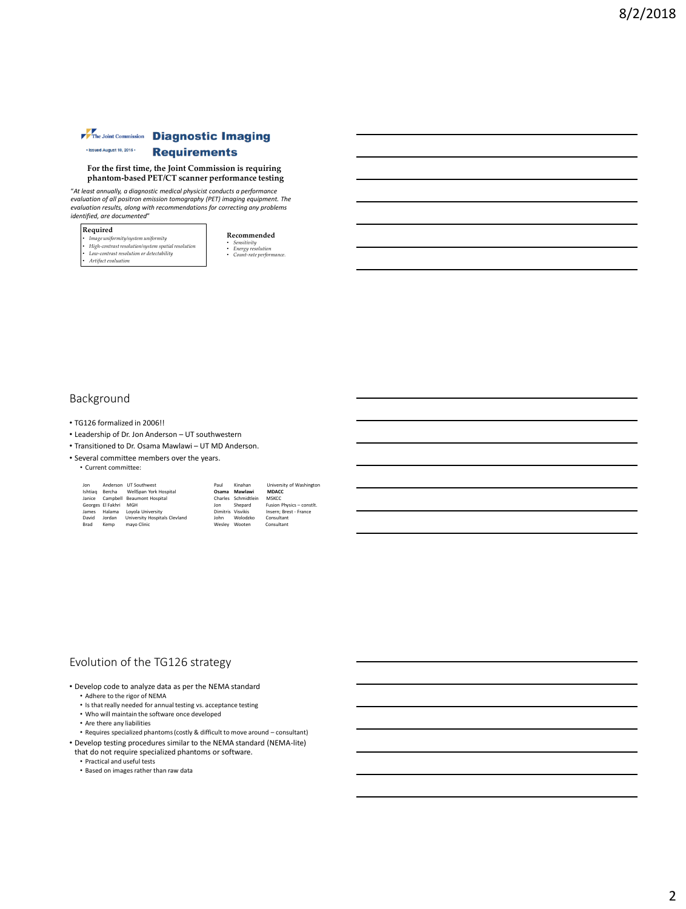## The Joint Commission — Diagnostic Imaging Requirements

• Issued August 10, 2015 •

**For the first time, the Joint Commission is requiring phantom-based PET/CT scanner performance testing**

*"At least annually, a diagnostic medical physicist conducts a performance evaluation of all positron emission tomography (PET) imaging equipment. The evaluation results, along with recommendations for correcting any problems identified, are documented"*

**Required**
- *Image uniformity/system uniformity*
- *High-contrast resolution/system spatial resolution*
- *Low-contrast resolution or detectability*
- *Artifact evaluation*

**Recommended**
- *Sensitivity*
- *Energy resolution*
- *Count-rate performance.*

## Background

- TG126 formalized in 2006!!
- Leadership of Dr. Jon Anderson – UT southwestern
- Transitioned to Dr. Osama Mawlawi – UT MD Anderson.
- Several committee members over the years.
  - Current committee:

| | | |
|---|---|---|
| Jon | Anderson | UT Southwest |
| Ishtiaq | Bercha | WellSpan York Hospital |
| Janice | Campbell | Beaumont Hospital |
| Georges | El Fakhri | MGH |
| James | Halama | Loyola University |
| David | Jordan | University Hospitals Clevland |
| Brad | Kemp | mayo Clinic |
| Paul | Kinahan | University of Washington |
| **Osama** | **Mawlawi** | **MDACC** |
| Charles | Schmidtlein | MSKCC |
| Jon | Shepard | Fusion Physics – constlt. |
| Dimitris | Visvikis | Insern; Brest - France |
| John | Wolodzko | Consultant |
| Wesley | Wooten | Consultant |

## Evolution of the TG126 strategy

- Develop code to analyze data as per the NEMA standard
  - Adhere to the rigor of NEMA
  - Is that really needed for annual testing vs. acceptance testing
  - Who will maintain the software once developed
  - Are there any liabilities
  - Requires specialized phantoms (costly & difficult to move around – consultant)
- Develop testing procedures similar to the NEMA standard (NEMA-lite) that do not require specialized phantoms or software.
  - Practical and useful tests
  - Based on images rather than raw data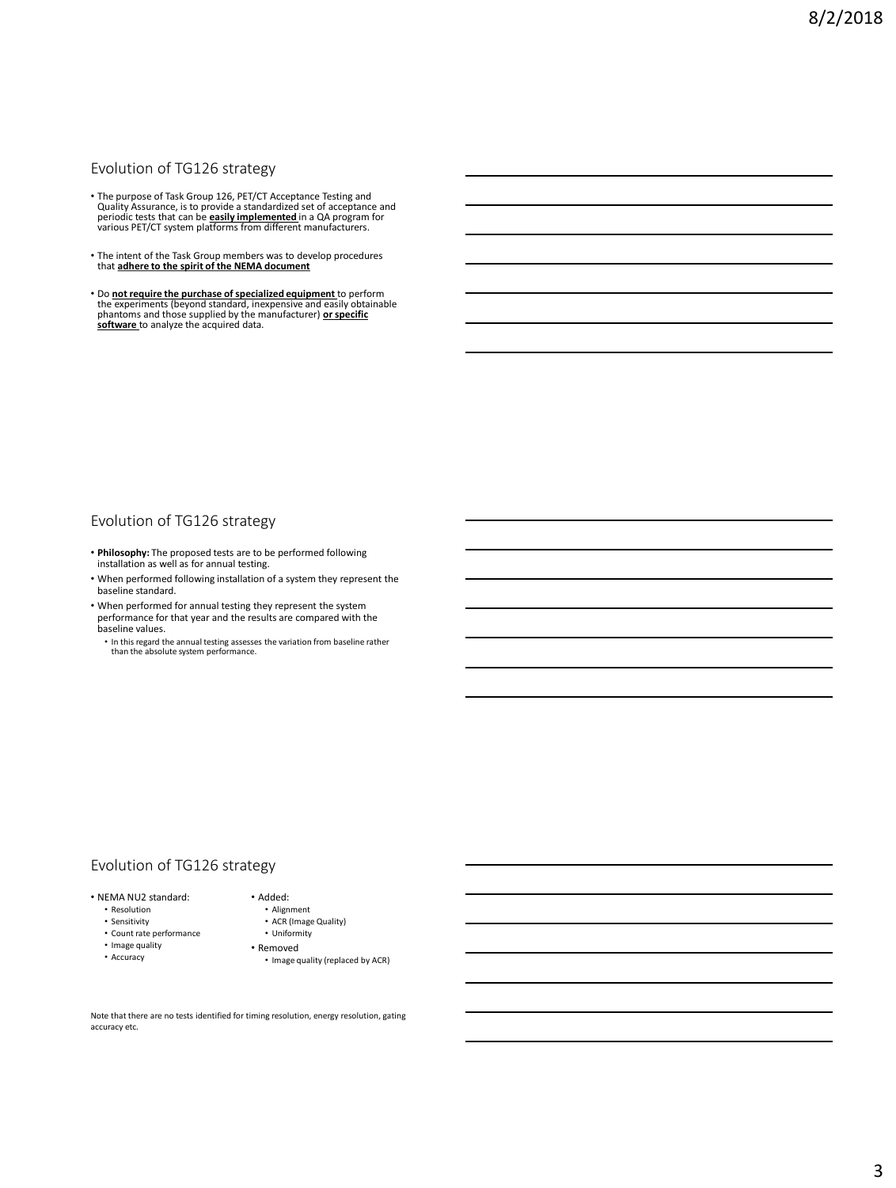## Evolution of TG126 strategy

- The purpose of Task Group 126, PET/CT Acceptance Testing and Quality Assurance, is to provide a standardized set of acceptance and periodic tests that can be **easily implemented** in a QA program for various PET/CT system platforms from different manufacturers.
- The intent of the Task Group members was to develop procedures that **adhere to the spirit of the NEMA document**
- Do **not require the purchase of specialized equipment** to perform the experiments (beyond standard, inexpensive and easily obtainable phantoms and those supplied by the manufacturer) **or specific software** to analyze the acquired data.

## Evolution of TG126 strategy

- **Philosophy:** The proposed tests are to be performed following installation as well as for annual testing.
- When performed following installation of a system they represent the baseline standard.
- When performed for annual testing they represent the system performance for that year and the results are compared with the baseline values.
  - In this regard the annual testing assesses the variation from baseline rather than the absolute system performance.

## Evolution of TG126 strategy

- NEMA NU2 standard:
  - Resolution
  - Sensitivity
  - Count rate performance
  - Image quality
  - Accuracy
- Added:
  - Alignment
  - ACR (Image Quality)
  - Uniformity
- Removed
  - Image quality (replaced by ACR)

Note that there are no tests identified for timing resolution, energy resolution, gating accuracy etc.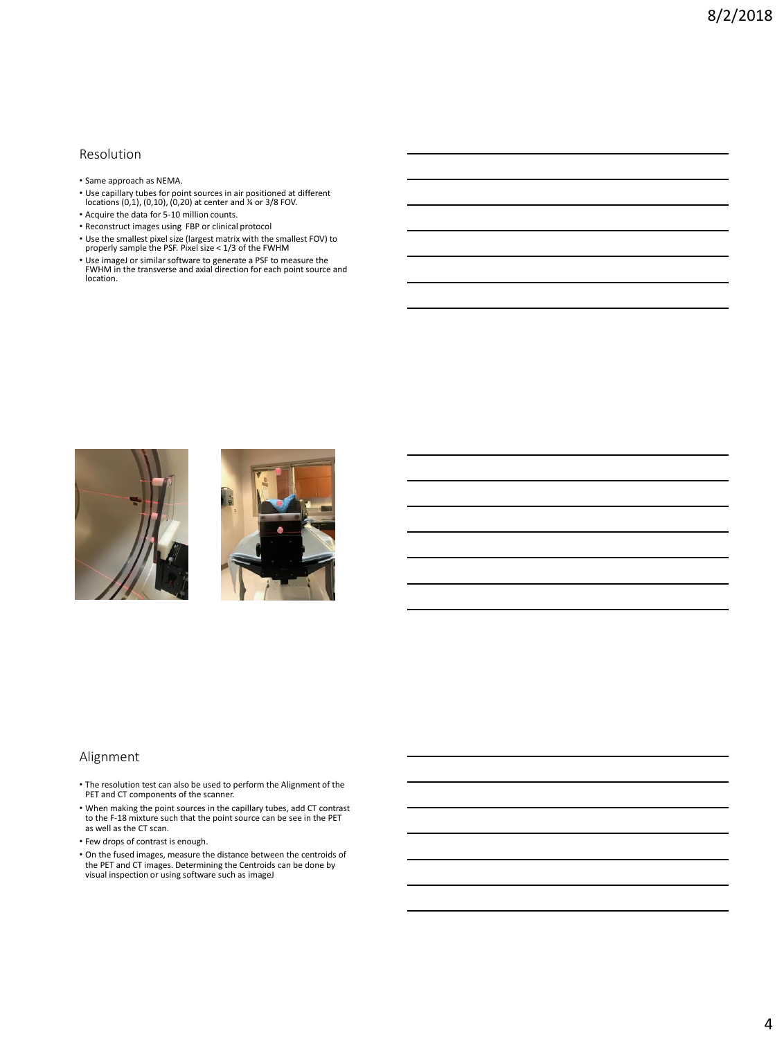## Resolution

- Same approach as NEMA.
- Use capillary tubes for point sources in air positioned at different locations (0,1), (0,10), (0,20) at center and ¼ or 3/8 FOV.
- Acquire the data for 5-10 million counts.
- Reconstruct images using FBP or clinical protocol
- Use the smallest pixel size (largest matrix with the smallest FOV) to properly sample the PSF. Pixel size < 1/3 of the FWHM
- Use imageJ or similar software to generate a PSF to measure the FWHM in the transverse and axial direction for each point source and location.

## Alignment

- The resolution test can also be used to perform the Alignment of the PET and CT components of the scanner.
- When making the point sources in the capillary tubes, add CT contrast to the F-18 mixture such that the point source can be see in the PET as well as the CT scan.
- Few drops of contrast is enough.
- On the fused images, measure the distance between the centroids of the PET and CT images. Determining the Centroids can be done by visual inspection or using software such as imageJ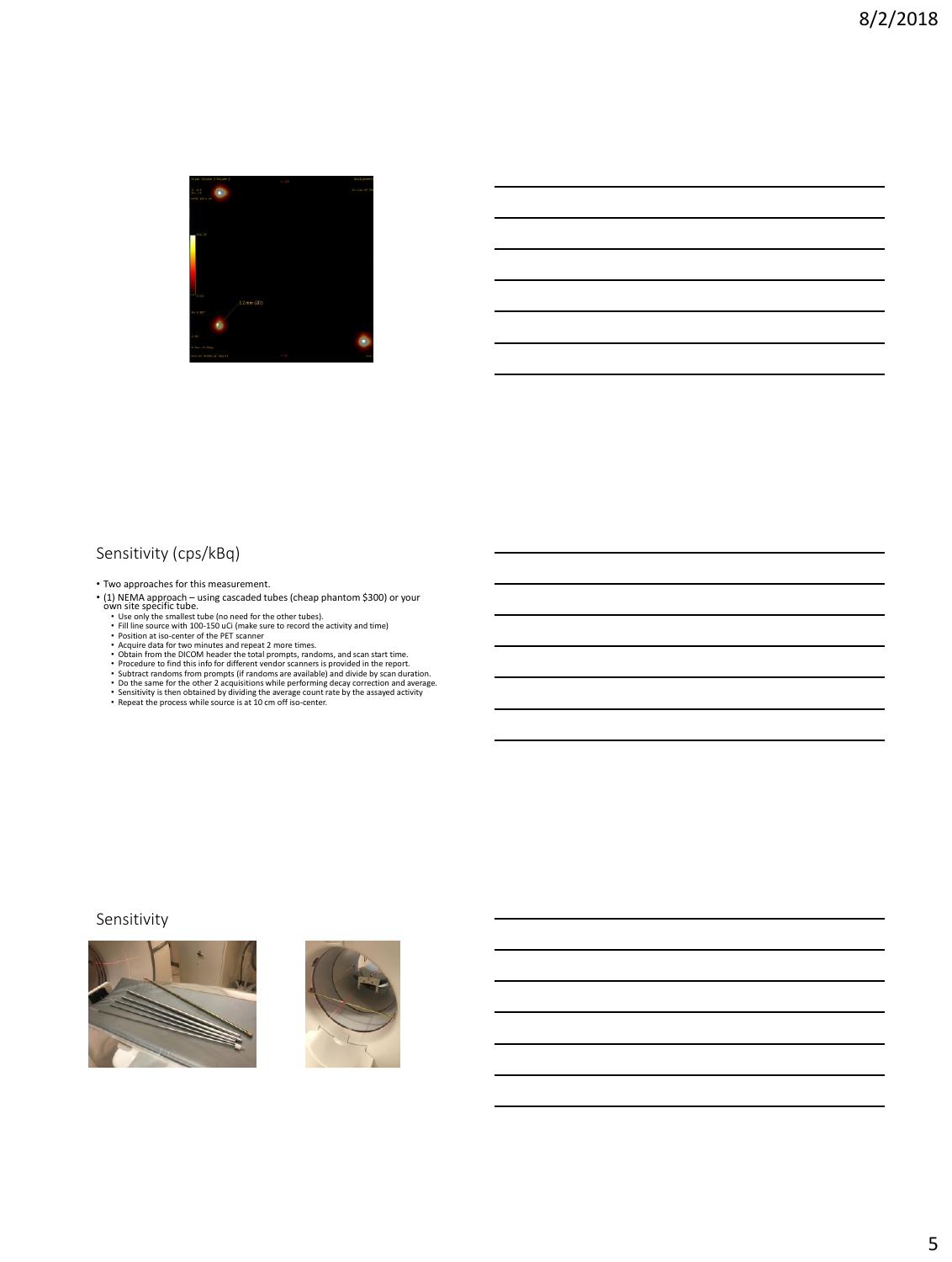## Sensitivity (cps/kBq)

- Two approaches for this measurement.
- (1) NEMA approach – using cascaded tubes (cheap phantom $300) or your own site specific tube.
  - Use only the smallest tube (no need for the other tubes).
  - Fill line source with 100-150 uCi (make sure to record the activity and time)
  - Position at iso-center of the PET scanner
  - Acquire data for two minutes and repeat 2 more times.
  - Obtain from the DICOM header the total prompts, randoms, and scan start time.
  - Procedure to find this info for different vendor scanners is provided in the report.
  - Subtract randoms from prompts (if randoms are available) and divide by scan duration.
  - Do the same for the other 2 acquisitions while performing decay correction and average.
  - Sensitivity is then obtained by dividing the average count rate by the assayed activity
  - Repeat the process while source is at 10 cm off iso-center.

## Sensitivity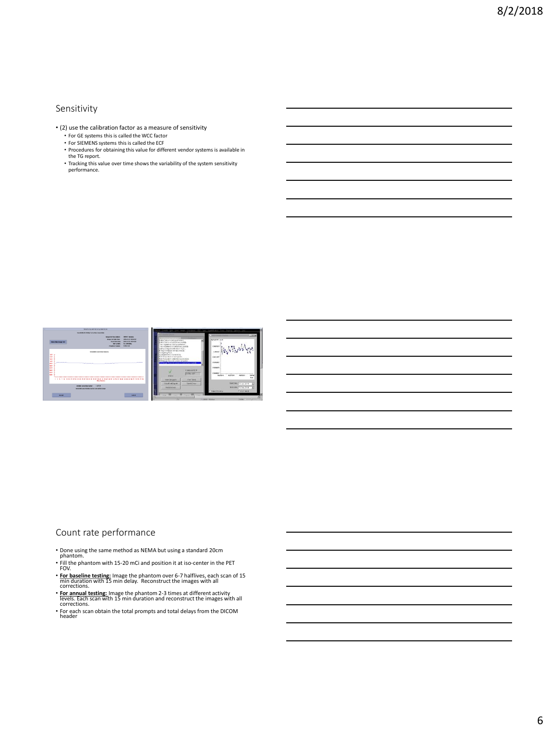## Sensitivity

- (2) use the calibration factor as a measure of sensitivity
  - For GE systems this is called the WCC factor
  - For SIEMENS systems this is called the ECF
  - Procedures for obtaining this value for different vendor systems is available in the TG report.
  - Tracking this value over time shows the variability of the system sensitivity performance.

## Count rate performance

- Done using the same method as NEMA but using a standard 20cm phantom.
- Fill the phantom with 15-20 mCi and position it at iso-center in the PET FOV.
- **For baseline testing:** Image the phantom over 6-7 halflives, each scan of 15 min duration with 15 min delay. Reconstruct the images with all corrections.
- **For annual testing:** Image the phantom 2-3 times at different activity levels. Each scan with 15 min duration and reconstruct the images with all corrections.
- For each scan obtain the total prompts and total delays from the DICOM header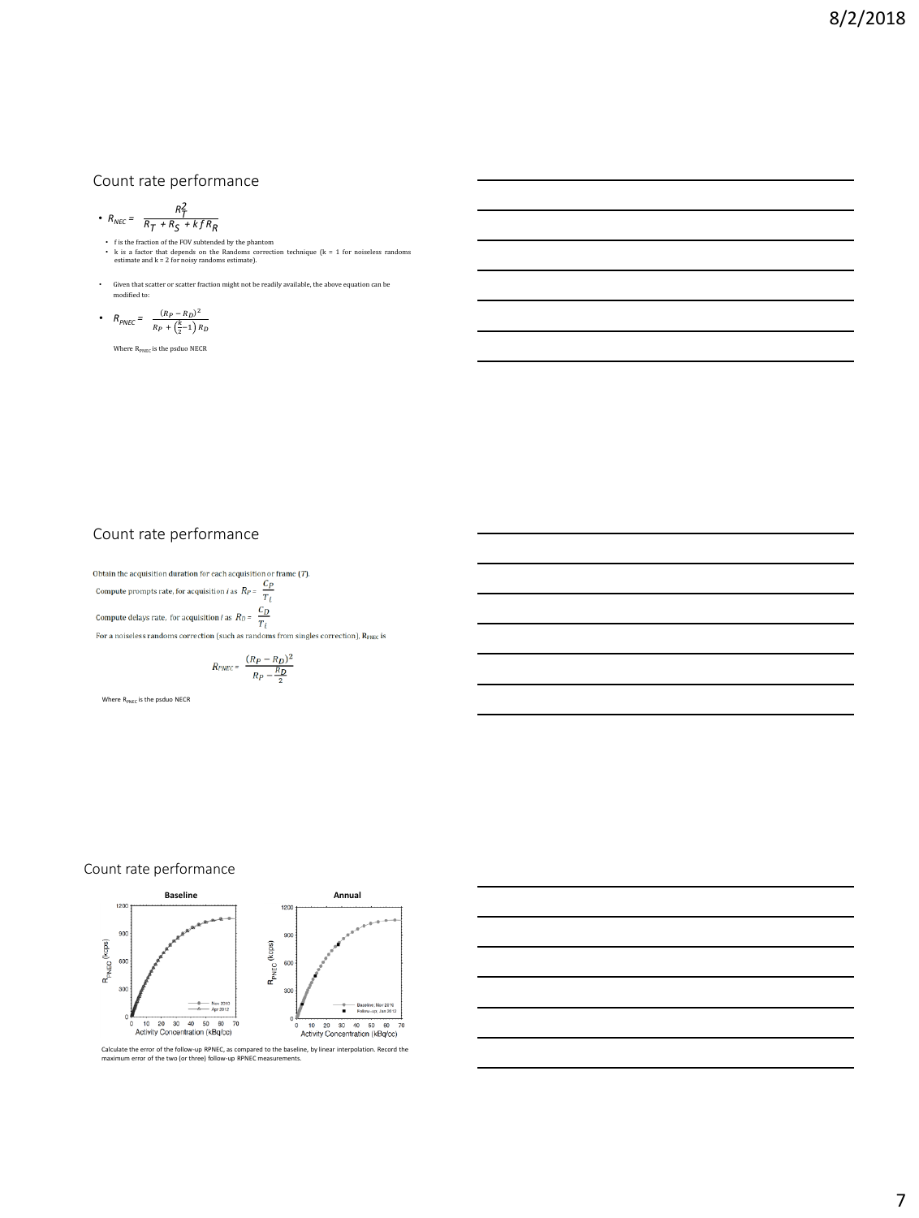## Count rate performance

- $R_{NEC} = \dfrac{R_T^2}{R_T + R_S + kfR_R}$
  - f is the fraction of the FOV subtended by the phantom
  - k is a factor that depends on the Randoms correction technique (k = 1 for noiseless randoms estimate and k = 2 for noisy randoms estimate).
- Given that scatter or scatter fraction might not be readily available, the above equation can be modified to:
- $R_{PNEC} = \dfrac{(R_P - R_D)^2}{R_P + \left(\frac{k}{2} - 1\right) R_D}$

Where $R_{PNEC}$ is the psduo NECR

## Count rate performance

Obtain the acquisition duration for each acquisition or frame ($T$).

Compute prompts rate, for acquisition $i$ as $R_P = \dfrac{C_P}{T_i}$

Compute delays rate, for acquisition $i$ as $R_D = \dfrac{C_D}{T_i}$

For a noiseless randoms correction (such as randoms from singles correction), $R_{PNEC}$ is

$$R_{PNEC} = \frac{(R_P - R_D)^2}{R_P - \frac{R_D}{2}}$$

Where $R_{PNEC}$ is the psduo NECR

## Count rate performance

**Baseline** **Annual**

Calculate the error of the follow-up RPNEC, as compared to the baseline, by linear interpolation. Record the maximum error of the two (or three) follow-up RPNEC measurements.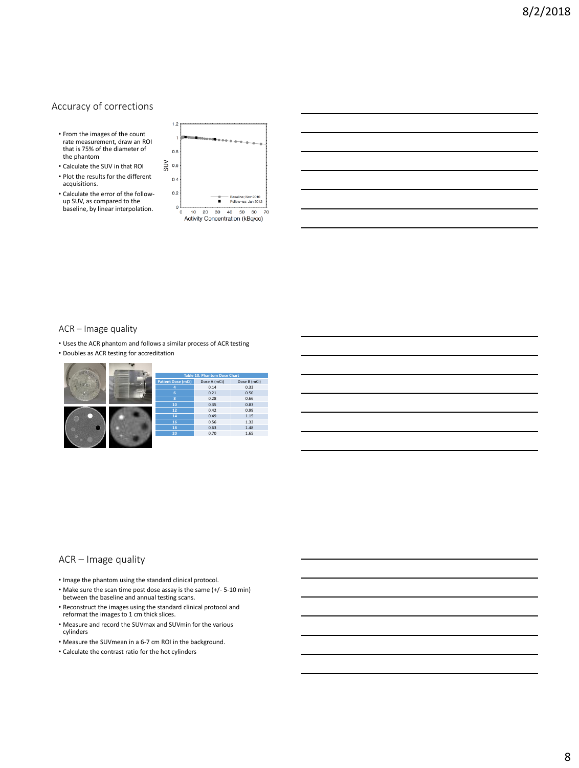## Accuracy of corrections

- From the images of the count rate measurement, draw an ROI that is 75% of the diameter of the phantom
- Calculate the SUV in that ROI
- Plot the results for the different acquisitions.
- Calculate the error of the follow-up SUV, as compared to the baseline, by linear interpolation.

## ACR – Image quality

- Uses the ACR phantom and follows a similar process of ACR testing
- Doubles as ACR testing for accreditation

**Table 10. Phantom Dose Chart**

| Patient Dose (mCi) | Dose A (mCi) | Dose B (mCi) |
| --- | --- | --- |
| 4 | 0.14 | 0.33 |
| 6 | 0.21 | 0.50 |
| 8 | 0.28 | 0.66 |
| 10 | 0.35 | 0.83 |
| 12 | 0.42 | 0.99 |
| 14 | 0.49 | 1.15 |
| 16 | 0.56 | 1.32 |
| 18 | 0.63 | 1.48 |
| 20 | 0.70 | 1.65 |

## ACR – Image quality

- Image the phantom using the standard clinical protocol.
- Make sure the scan time post dose assay is the same (+/- 5-10 min) between the baseline and annual testing scans.
- Reconstruct the images using the standard clinical protocol and reformat the images to 1 cm thick slices.
- Measure and record the SUVmax and SUVmin for the various cylinders
- Measure the SUVmean in a 6-7 cm ROI in the background.
- Calculate the contrast ratio for the hot cylinders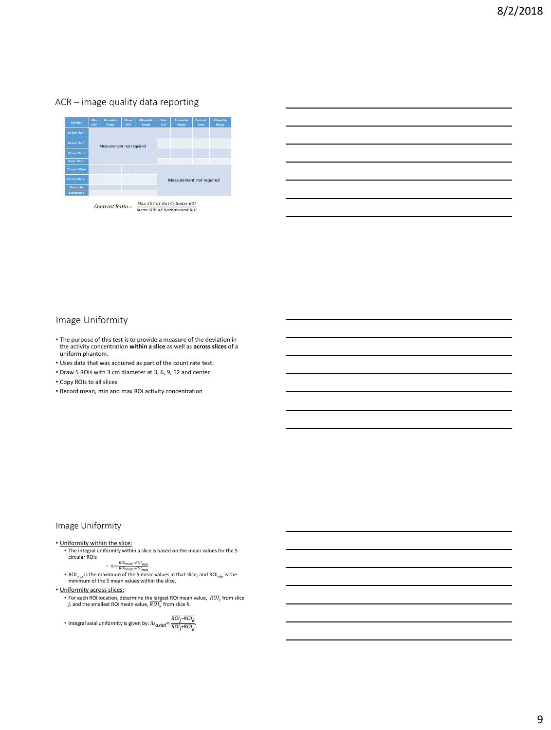## ACR – image quality data reporting

| Cylinder | Min SUV | Allowable Range | Mean SUV | Allowable Range | Max SUV | Allowable Range | Contrast Ratio | Allowable Range |
|---|---|---|---|---|---|---|---|---|
| 25 mm "hot" | Measurement not required | | | | | | | |
| 16 mm "hot" | | | | | | | | |
| 12 mm "hot" | | | | | | | | |
| 8 mm "hot" | | | | | | | | |
| 25 mm Teflon | | | | | Measurement not required | | | |
| 25 mm Water | | | | | | | | |
| 25 mm Air | | | | | | | | |
| Background | | | | | | | | |

$$Contrast\ Ratio = \frac{Max\ SUV\ of\ Hot\ Cylinder\ ROI}{Mean\ SUV\ of\ Background\ ROI}$$

## Image Uniformity

- The purpose of this test is to provide a measure of the deviation in the activity concentration **within a slice** as well as **across slices** of a uniform phantom.
- Uses data that was acquired as part of the count rate test.
- Draw 5 ROIs with 3 cm diameter at 3, 6, 9, 12 and center.
- Copy ROIs to all slices
- Record mean, min and max ROI activity concentration

## Image Uniformity

- Uniformity within the slice:
  - The integral uniformity within a slice is based on the mean values for the 5 circular ROIs
    - $IU_i = \frac{ROI_{max} - ROI_{min}}{ROI_{max} + ROI_{min}}$
  - $ROI_{max}$ is the maximum of the 5 mean values in that slice, and $ROI_{min}$ is the minimum of the 5 mean values within the slice.
- Uniformity across slices:
  - For each ROI location, determine the largest ROI mean value, $\overline{ROI_j}$ from slice *j*, and the smallest ROI mean value, $\overline{ROI_k}$ from slice *k*.
  - Integral axial uniformity is given by: $IU_{axial} = \frac{\overline{ROI_j} - \overline{ROI_k}}{\overline{ROI_j} + \overline{ROI_k}}$.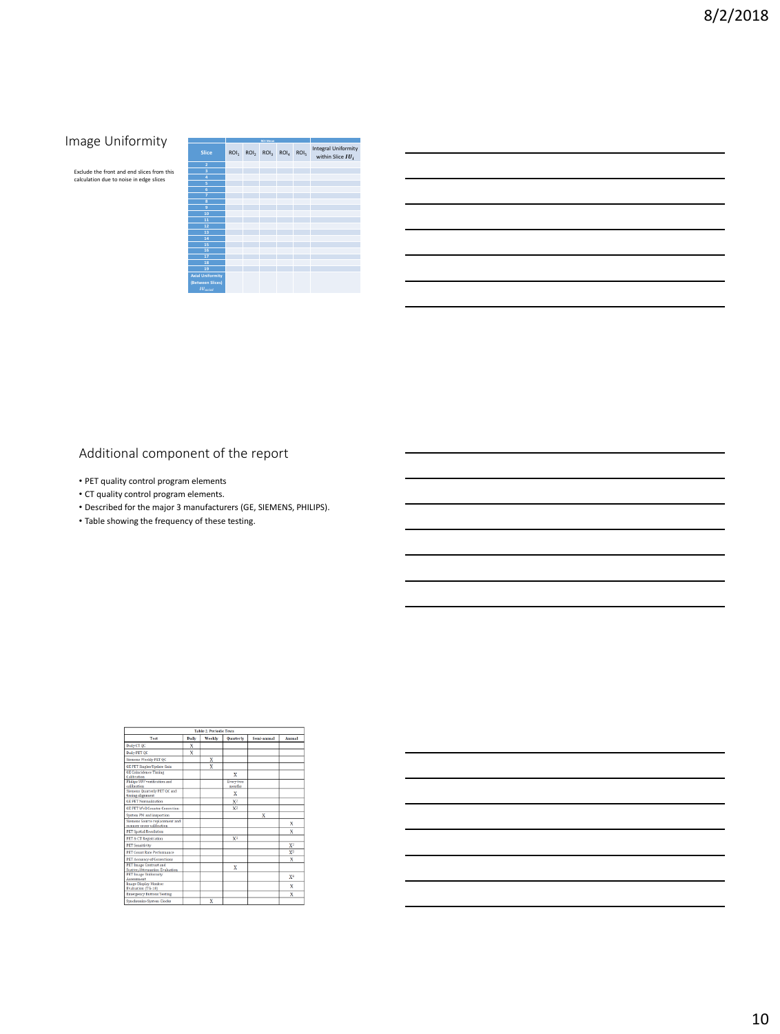## Image Uniformity

Exclude the front and end slices from this calculation due to noise in edge slices

| Slice | ROI Mean | | | | | Integral Uniformity within Slice $IU_i$ |
|---|---|---|---|---|---|---|
| | ROI$_1$ | ROI$_2$ | ROI$_3$ | ROI$_4$ | ROI$_5$ | |
| 2 | | | | | | |
| 3 | | | | | | |
| 4 | | | | | | |
| 5 | | | | | | |
| 6 | | | | | | |
| 7 | | | | | | |
| 8 | | | | | | |
| 9 | | | | | | |
| 10 | | | | | | |
| 11 | | | | | | |
| 12 | | | | | | |
| 13 | | | | | | |
| 14 | | | | | | |
| 15 | | | | | | |
| 16 | | | | | | |
| 17 | | | | | | |
| 18 | | | | | | |
| 19 | | | | | | |
| Axial Uniformity (Between Slices) $IU_{axial}$ | | | | | | |

## Additional component of the report

- PET quality control program elements
- CT quality control program elements.
- Described for the major 3 manufacturers (GE, SIEMENS, PHILIPS).
- Table showing the frequency of these testing.

Table 2. Periodic Tests

| Test | Daily | Weekly | Quarterly | Semi-annual | Annual |
|---|---|---|---|---|---|
| Daily CT QC | X | | | | |
| Daily PET QC | X | | | | |
| Siemens Weekly PET QC | | X | | | |
| GE PET Singles Update Gain | | X | | | |
| GE Coincidence Timing Calibration | | | X | | |
| Philips SUV verification and calibration | | | Every two months | | |
| Siemens Quarterly PET QC and timing alignment | | | X | | |
| GE PET Normalization | | | X[1] | | |
| GE PET Well Counter Correction | | | X[2] | | |
| System PM and inspection | | | | X | |
| Siemens Source replacement and scanner array calibration | | | | | X |
| PET Spatial Resolution | | | | | X |
| PET & CT Registration | | | X[3] | | |
| PET Sensitivity | | | | | X[1] |
| PET Count Rate Performance | | | | | X[2] |
| PET Accuracy of Corrections | | | | | X |
| PET Image Contrast and Scatter/Attenuation Evaluation | | | X | | |
| PET Image Uniformity Assessment | | | | | X[4] |
| Image Display Monitor Evaluation (TG-18) | | | | | X |
| Emergency Buttons Testing | | | | | X |
| Synchronize System Clocks | | X | | | |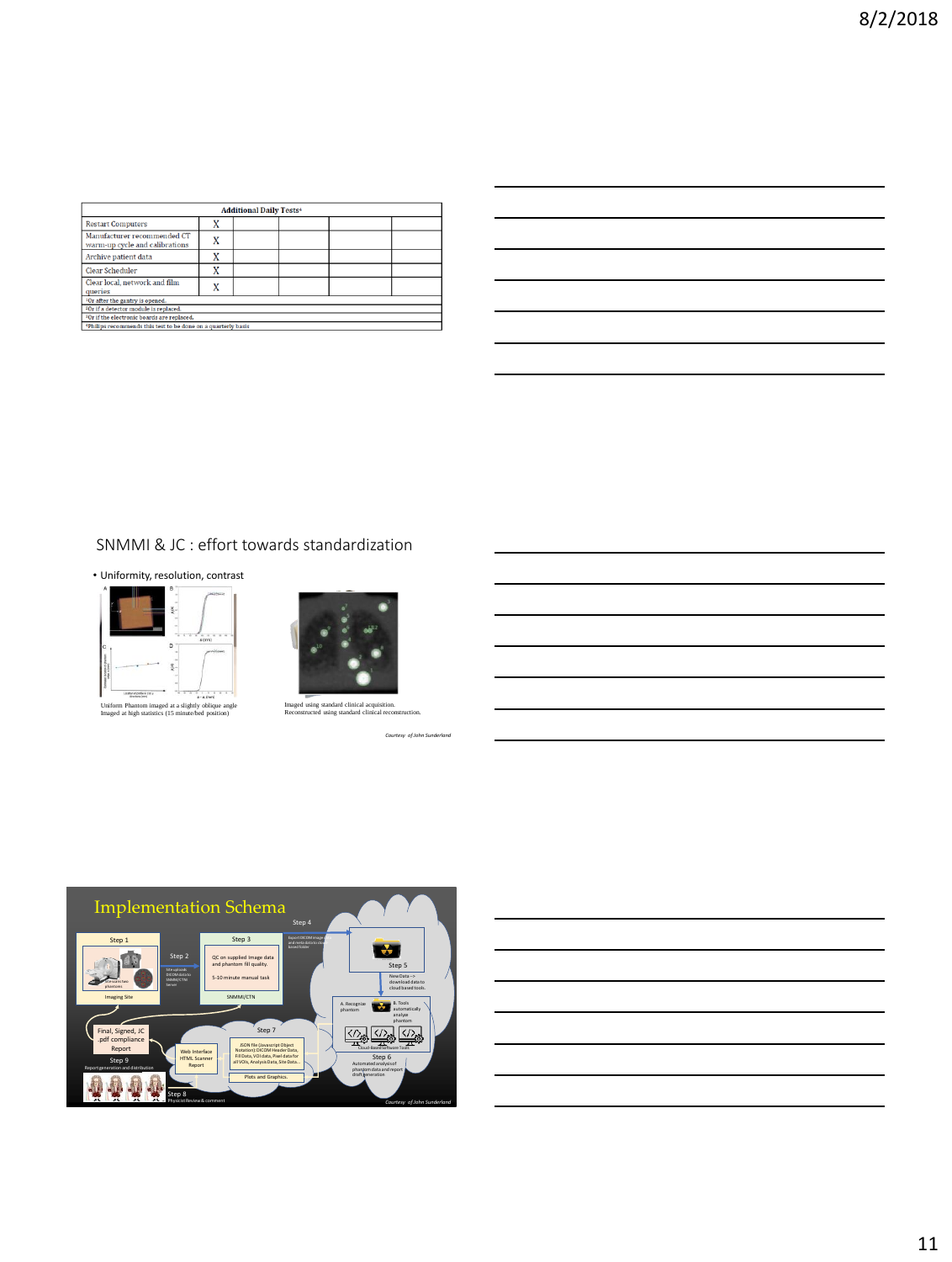| Additional Daily Tests[4] | | | | | |
|---|---|---|---|---|---|
| Restart Computers | X | | | | |
| Manufacturer recommended CT warm-up cycle and calibrations | X | | | | |
| Archive patient data | X | | | | |
| Clear Scheduler | X | | | | |
| Clear local, network and film queries | X | | | | |

[1]Or after the gantry is opened.
[2]Or if a detector module is replaced.
[3]Or if the electronic boards are replaced.
[4]Philips recommends this test to be done on a quarterly basis

## SNMMI & JC : effort towards standardization

- Uniformity, resolution, contrast

Uniform Phantom imaged at a slightly oblique angle
Imaged at high statistics (15 minute/bed position)

Imaged using standard clinical acquisition.
Reconstructed using standard clinical reconstruction.

*Courtesy of John Sunderland*

## Implementation Schema

Step 1 — Imaging Site
Step 2 — Site uploads DICOM data to SNMMI/CTN Server
Step 3 — QC on supplied image data and phantom fill quality. 5-10 minute manual task — SNMMI/CTN
Step 4 — Export DICOM image and meta data to cloud based folder
Step 5 — New Data --> download data to cloud based tools
A. Recognize phantom — B. Tools automatically analyze phantom — Cloud-Based Software Tools
Step 6 — Automated analysis of phantom data and report draft generation
Step 7 — JSON file (Javascript Object Notation) DICOM Header Data, Fill Data, VOI data, Pixel data for all VOIs, Analysis Data, Site Data... — Plots and Graphics.
Web Interface HTML Scanner Report
Step 8 — Physicist Review & comment
Step 9 — Final, Signed, JC .pdf compliance Report — Report generation and distribution

*Courtesy of John Sunderland*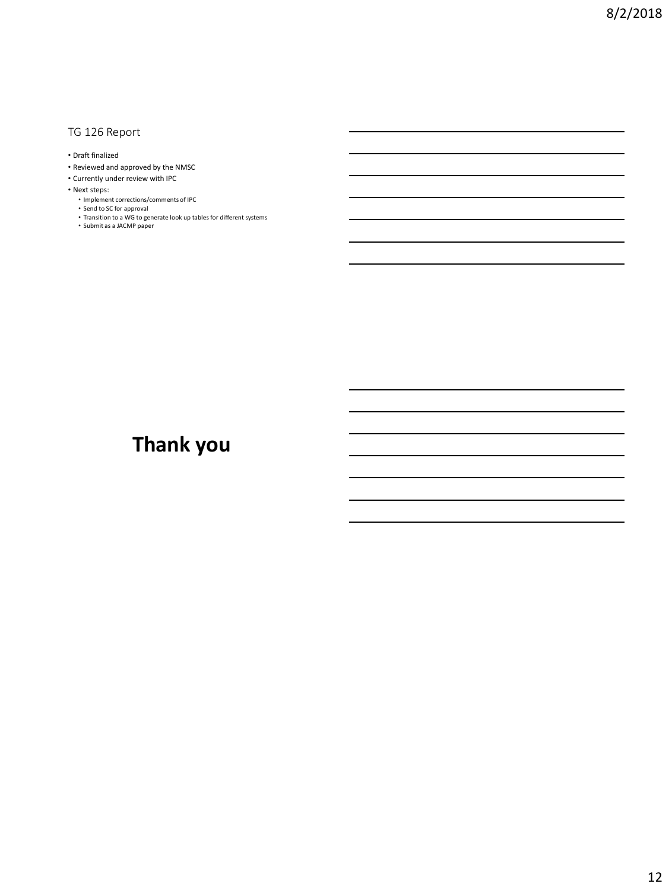## TG 126 Report

- Draft finalized
- Reviewed and approved by the NMSC
- Currently under review with IPC
- Next steps:
  - Implement corrections/comments of IPC
  - Send to SC for approval
  - Transition to a WG to generate look up tables for different systems
  - Submit as a JACMP paper

# Thank you